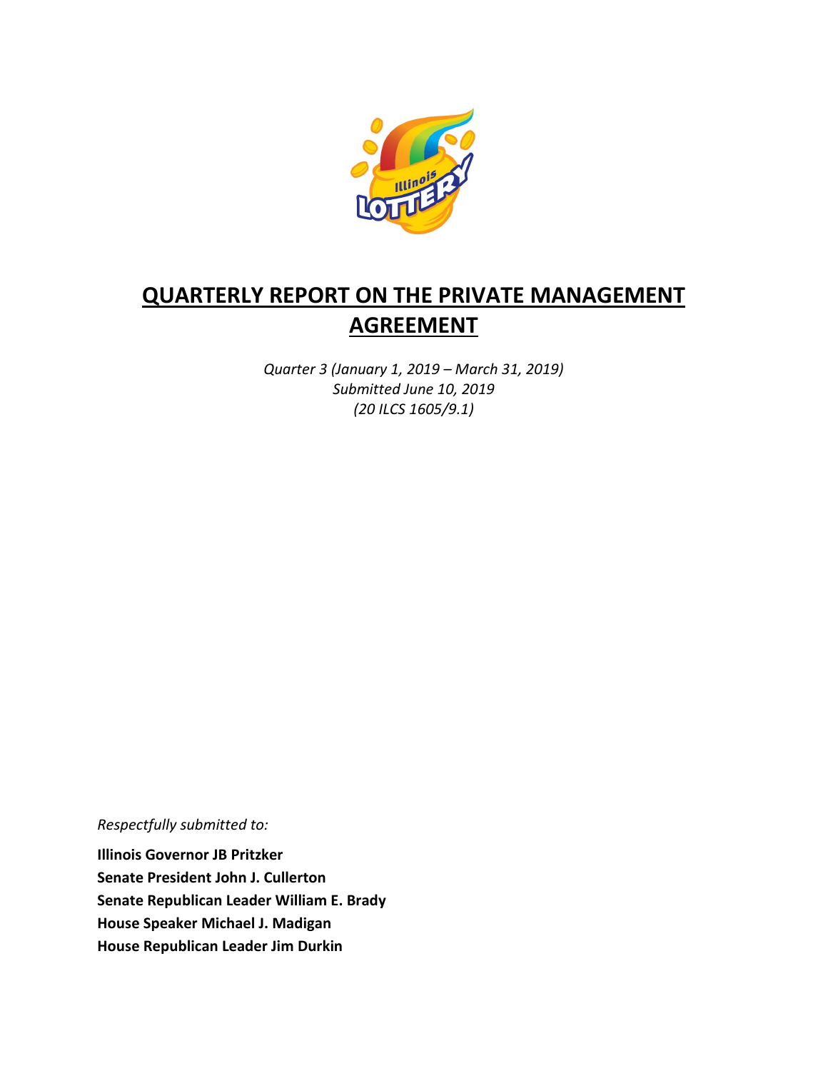# QUARTERLY REPORT ON THE PRIVATE MANAGEMENT AGREEMENT

*Quarter 3 (January 1, 2019 – March 31, 2019)*
*Submitted June 10, 2019*
*(20 ILCS 1605/9.1)*

*Respectfully submitted to:*

**Illinois Governor JB Pritzker**
**Senate President John J. Cullerton**
**Senate Republican Leader William E. Brady**
**House Speaker Michael J. Madigan**
**House Republican Leader Jim Durkin**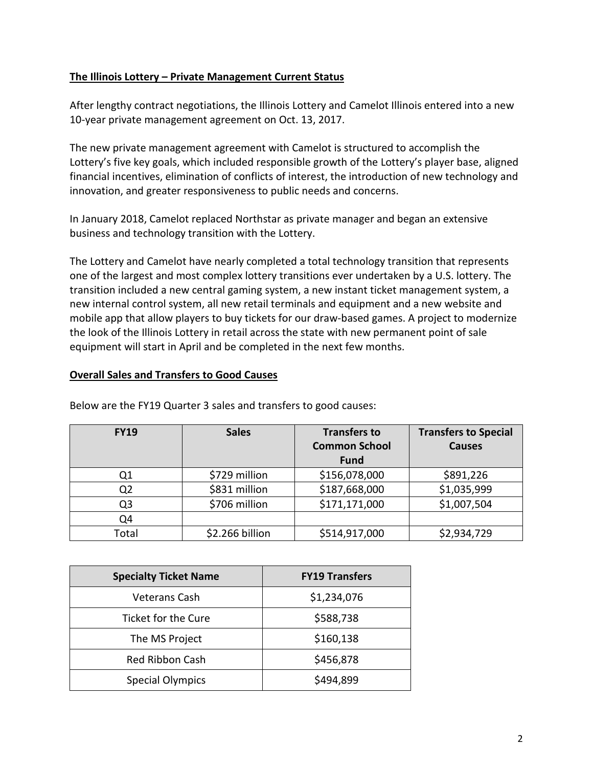**The Illinois Lottery – Private Management Current Status**

After lengthy contract negotiations, the Illinois Lottery and Camelot Illinois entered into a new 10-year private management agreement on Oct. 13, 2017.

The new private management agreement with Camelot is structured to accomplish the Lottery's five key goals, which included responsible growth of the Lottery's player base, aligned financial incentives, elimination of conflicts of interest, the introduction of new technology and innovation, and greater responsiveness to public needs and concerns.

In January 2018, Camelot replaced Northstar as private manager and began an extensive business and technology transition with the Lottery.

The Lottery and Camelot have nearly completed a total technology transition that represents one of the largest and most complex lottery transitions ever undertaken by a U.S. lottery. The transition included a new central gaming system, a new instant ticket management system, a new internal control system, all new retail terminals and equipment and a new website and mobile app that allow players to buy tickets for our draw-based games. A project to modernize the look of the Illinois Lottery in retail across the state with new permanent point of sale equipment will start in April and be completed in the next few months.

**Overall Sales and Transfers to Good Causes**

Below are the FY19 Quarter 3 sales and transfers to good causes:

| FY19 | Sales | Transfers to Common School Fund | Transfers to Special Causes |
|---|---|---|---|
| Q1 | $729 million | $156,078,000 | $891,226 |
| Q2 | $831 million | $187,668,000 | $1,035,999 |
| Q3 | $706 million | $171,171,000 | $1,007,504 |
| Q4 | | | |
| Total | $2.266 billion | $514,917,000 | $2,934,729 |

| Specialty Ticket Name | FY19 Transfers |
|---|---|
| Veterans Cash | $1,234,076 |
| Ticket for the Cure | $588,738 |
| The MS Project | $160,138 |
| Red Ribbon Cash | $456,878 |
| Special Olympics | $494,899 |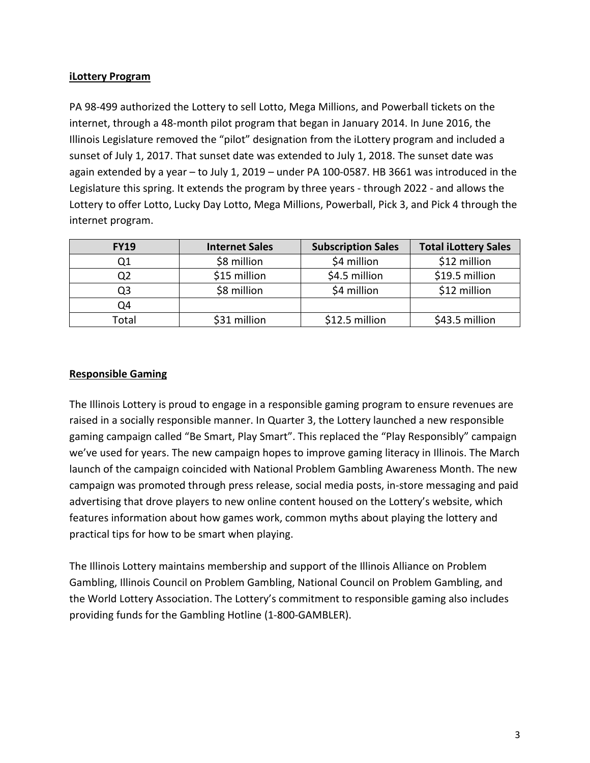**iLottery Program**

PA 98-499 authorized the Lottery to sell Lotto, Mega Millions, and Powerball tickets on the internet, through a 48-month pilot program that began in January 2014. In June 2016, the Illinois Legislature removed the "pilot" designation from the iLottery program and included a sunset of July 1, 2017. That sunset date was extended to July 1, 2018. The sunset date was again extended by a year – to July 1, 2019 – under PA 100-0587. HB 3661 was introduced in the Legislature this spring. It extends the program by three years - through 2022 - and allows the Lottery to offer Lotto, Lucky Day Lotto, Mega Millions, Powerball, Pick 3, and Pick 4 through the internet program.

| FY19 | Internet Sales | Subscription Sales | Total iLottery Sales |
|---|---|---|---|
| Q1 | $8 million | $4 million | $12 million |
| Q2 | $15 million | $4.5 million | $19.5 million |
| Q3 | $8 million | $4 million | $12 million |
| Q4 | | | |
| Total | $31 million | $12.5 million | $43.5 million |

**Responsible Gaming**

The Illinois Lottery is proud to engage in a responsible gaming program to ensure revenues are raised in a socially responsible manner. In Quarter 3, the Lottery launched a new responsible gaming campaign called "Be Smart, Play Smart". This replaced the "Play Responsibly" campaign we've used for years. The new campaign hopes to improve gaming literacy in Illinois. The March launch of the campaign coincided with National Problem Gambling Awareness Month. The new campaign was promoted through press release, social media posts, in-store messaging and paid advertising that drove players to new online content housed on the Lottery's website, which features information about how games work, common myths about playing the lottery and practical tips for how to be smart when playing.

The Illinois Lottery maintains membership and support of the Illinois Alliance on Problem Gambling, Illinois Council on Problem Gambling, National Council on Problem Gambling, and the World Lottery Association. The Lottery's commitment to responsible gaming also includes providing funds for the Gambling Hotline (1-800-GAMBLER).